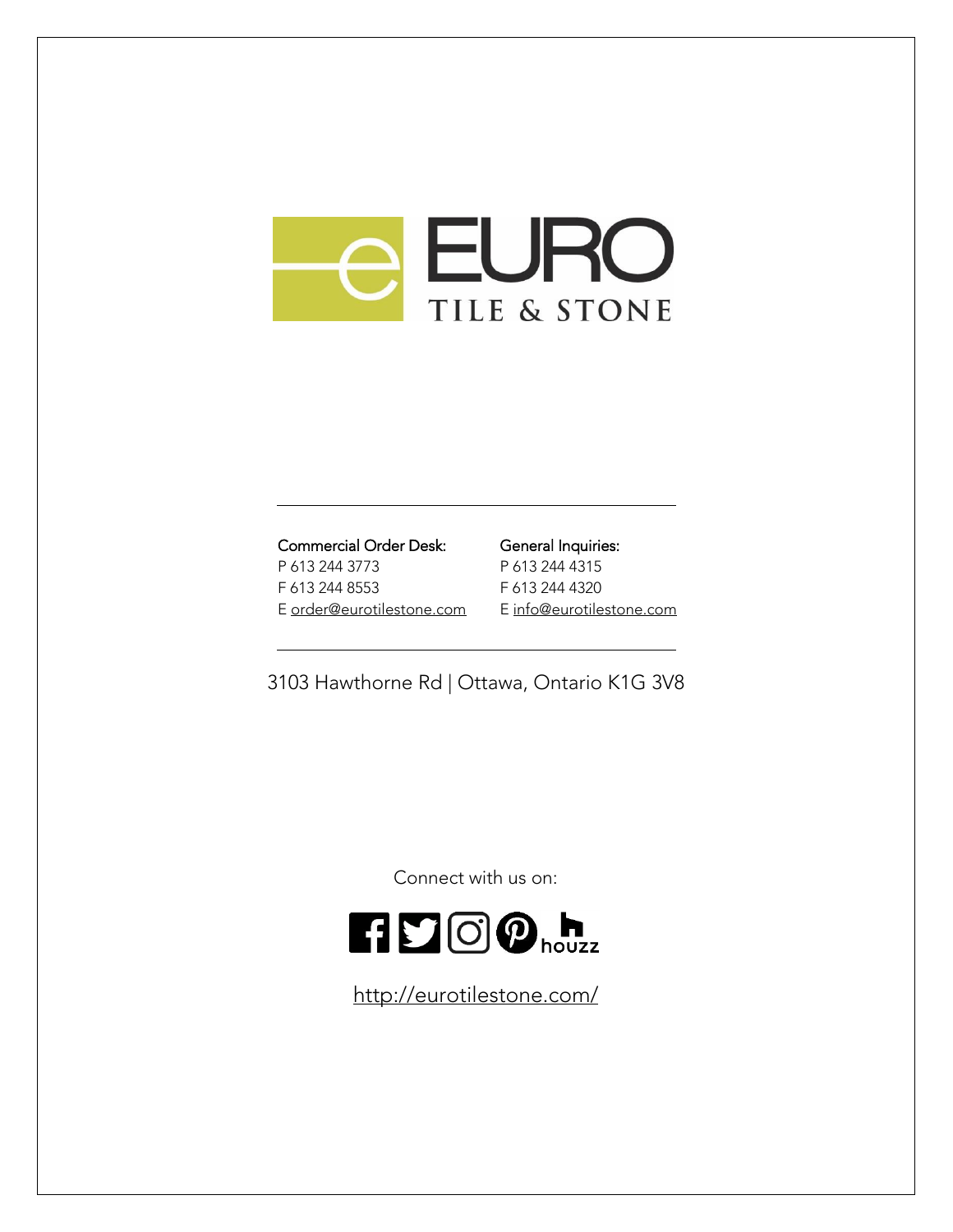# EURO TILE & STONE

**Commercial Order Desk:**
P 613 244 3773
F 613 244 8553
E order@eurotilestone.com

**General Inquiries:**
P 613 244 4315
F 613 244 4320
E info@eurotilestone.com

3103 Hawthorne Rd | Ottawa, Ontario K1G 3V8

Connect with us on:

http://eurotilestone.com/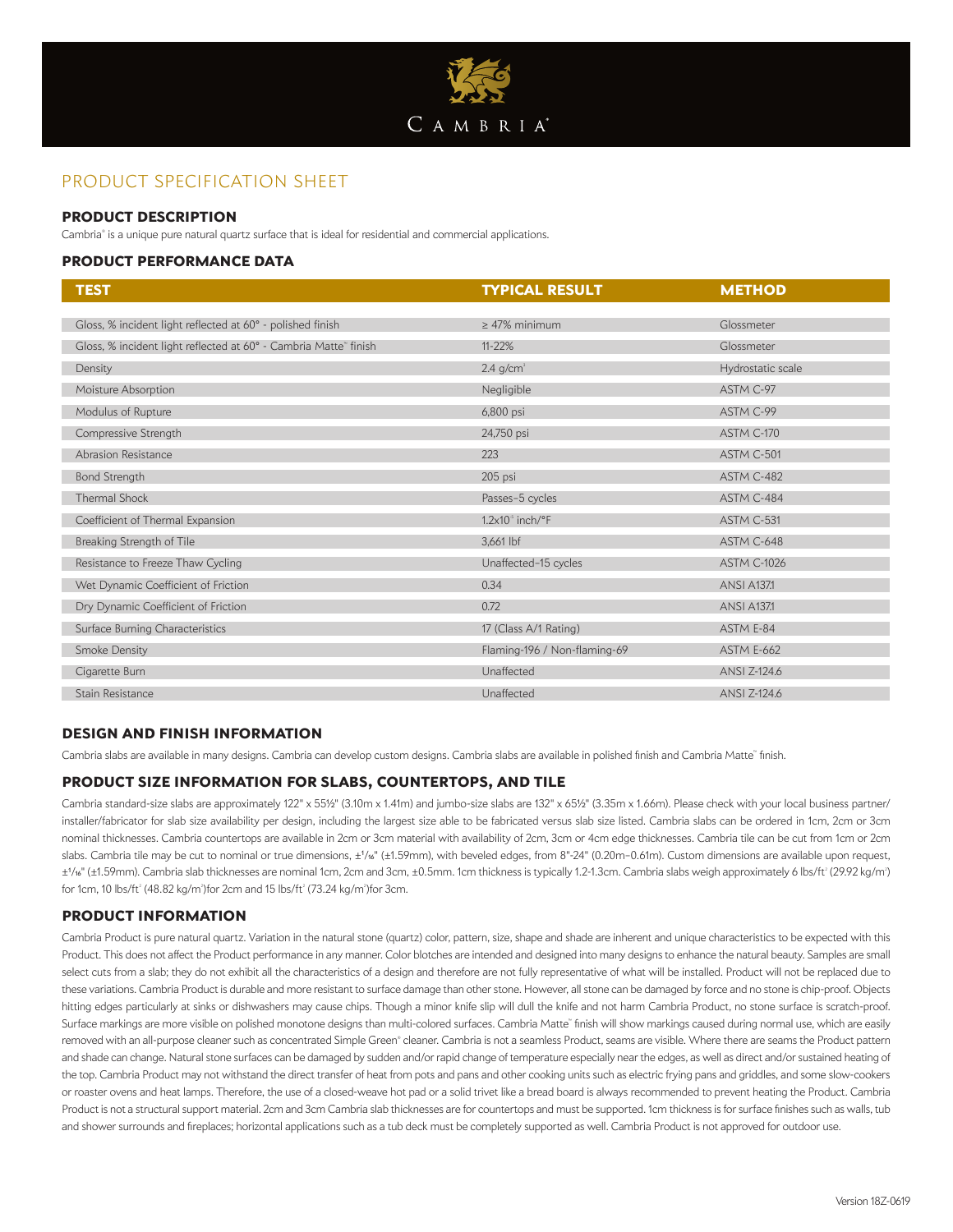# CAMBRIA®

## PRODUCT SPECIFICATION SHEET

### PRODUCT DESCRIPTION

Cambria® is a unique pure natural quartz surface that is ideal for residential and commercial applications.

### PRODUCT PERFORMANCE DATA

| TEST | TYPICAL RESULT | METHOD |
|---|---|---|
| Gloss, % incident light reflected at 60° - polished finish | ≥ 47% minimum | Glossmeter |
| Gloss, % incident light reflected at 60° - Cambria Matte™ finish | 11-22% | Glossmeter |
| Density | 2.4 g/cm³ | Hydrostatic scale |
| Moisture Absorption | Negligible | ASTM C-97 |
| Modulus of Rupture | 6,800 psi | ASTM C-99 |
| Compressive Strength | 24,750 psi | ASTM C-170 |
| Abrasion Resistance | 223 | ASTM C-501 |
| Bond Strength | 205 psi | ASTM C-482 |
| Thermal Shock | Passes–5 cycles | ASTM C-484 |
| Coefficient of Thermal Expansion | $1.2 \times 10^{-5}$ inch/°F | ASTM C-531 |
| Breaking Strength of Tile | 3,661 lbf | ASTM C-648 |
| Resistance to Freeze Thaw Cycling | Unaffected–15 cycles | ASTM C-1026 |
| Wet Dynamic Coefficient of Friction | 0.34 | ANSI A137.1 |
| Dry Dynamic Coefficient of Friction | 0.72 | ANSI A137.1 |
| Surface Burning Characteristics | 17 (Class A/1 Rating) | ASTM E-84 |
| Smoke Density | Flaming-196 / Non-flaming-69 | ASTM E-662 |
| Cigarette Burn | Unaffected | ANSI Z-124.6 |
| Stain Resistance | Unaffected | ANSI Z-124.6 |

### DESIGN AND FINISH INFORMATION

Cambria slabs are available in many designs. Cambria can develop custom designs. Cambria slabs are available in polished finish and Cambria Matte™ finish.

### PRODUCT SIZE INFORMATION FOR SLABS, COUNTERTOPS, AND TILE

Cambria standard-size slabs are approximately 122" x 55½" (3.10m x 1.41m) and jumbo-size slabs are 132" x 65½" (3.35m x 1.66m). Please check with your local business partner/installer/fabricator for slab size availability per design, including the largest size able to be fabricated versus slab size listed. Cambria slabs can be ordered in 1cm, 2cm or 3cm nominal thicknesses. Cambria countertops are available in 2cm or 3cm material with availability of 2cm, 3cm or 4cm edge thicknesses. Cambria tile can be cut from 1cm or 2cm slabs. Cambria tile may be cut to nominal or true dimensions, ±1/16" (±1.59mm), with beveled edges, from 8"-24" (0.20m–0.61m). Custom dimensions are available upon request, ±1/16" (±1.59mm). Cambria slab thicknesses are nominal 1cm, 2cm and 3cm, ±0.5mm. 1cm thickness is typically 1.2-1.3cm. Cambria slabs weigh approximately 6 lbs/ft² (29.92 kg/m²) for 1cm, 10 lbs/ft² (48.82 kg/m²)for 2cm and 15 lbs/ft² (73.24 kg/m²)for 3cm.

### PRODUCT INFORMATION

Cambria Product is pure natural quartz. Variation in the natural stone (quartz) color, pattern, size, shape and shade are inherent and unique characteristics to be expected with this Product. This does not affect the Product performance in any manner. Color blotches are intended and designed into many designs to enhance the natural beauty. Samples are small select cuts from a slab; they do not exhibit all the characteristics of a design and therefore are not fully representative of what will be installed. Product will not be replaced due to these variations. Cambria Product is durable and more resistant to surface damage than other stone. However, all stone can be damaged by force and no stone is chip-proof. Objects hitting edges particularly at sinks or dishwashers may cause chips. Though a minor knife slip will dull the knife and not harm Cambria Product, no stone surface is scratch-proof. Surface markings are more visible on polished monotone designs than multi-colored surfaces. Cambria Matte™ finish will show markings caused during normal use, which are easily removed with an all-purpose cleaner such as concentrated Simple Green® cleaner. Cambria is not a seamless Product, seams are visible. Where there are seams the Product pattern and shade can change. Natural stone surfaces can be damaged by sudden and/or rapid change of temperature especially near the edges, as well as direct and/or sustained heating of the top. Cambria Product may not withstand the direct transfer of heat from pots and pans and other cooking units such as electric frying pans and griddles, and some slow-cookers or roaster ovens and heat lamps. Therefore, the use of a closed-weave hot pad or a solid trivet like a bread board is always recommended to prevent heating the Product. Cambria Product is not a structural support material. 2cm and 3cm Cambria slab thicknesses are for countertops and must be supported. 1cm thickness is for surface finishes such as walls, tub and shower surrounds and fireplaces; horizontal applications such as a tub deck must be completely supported as well. Cambria Product is not approved for outdoor use.

Version 18Z-0619